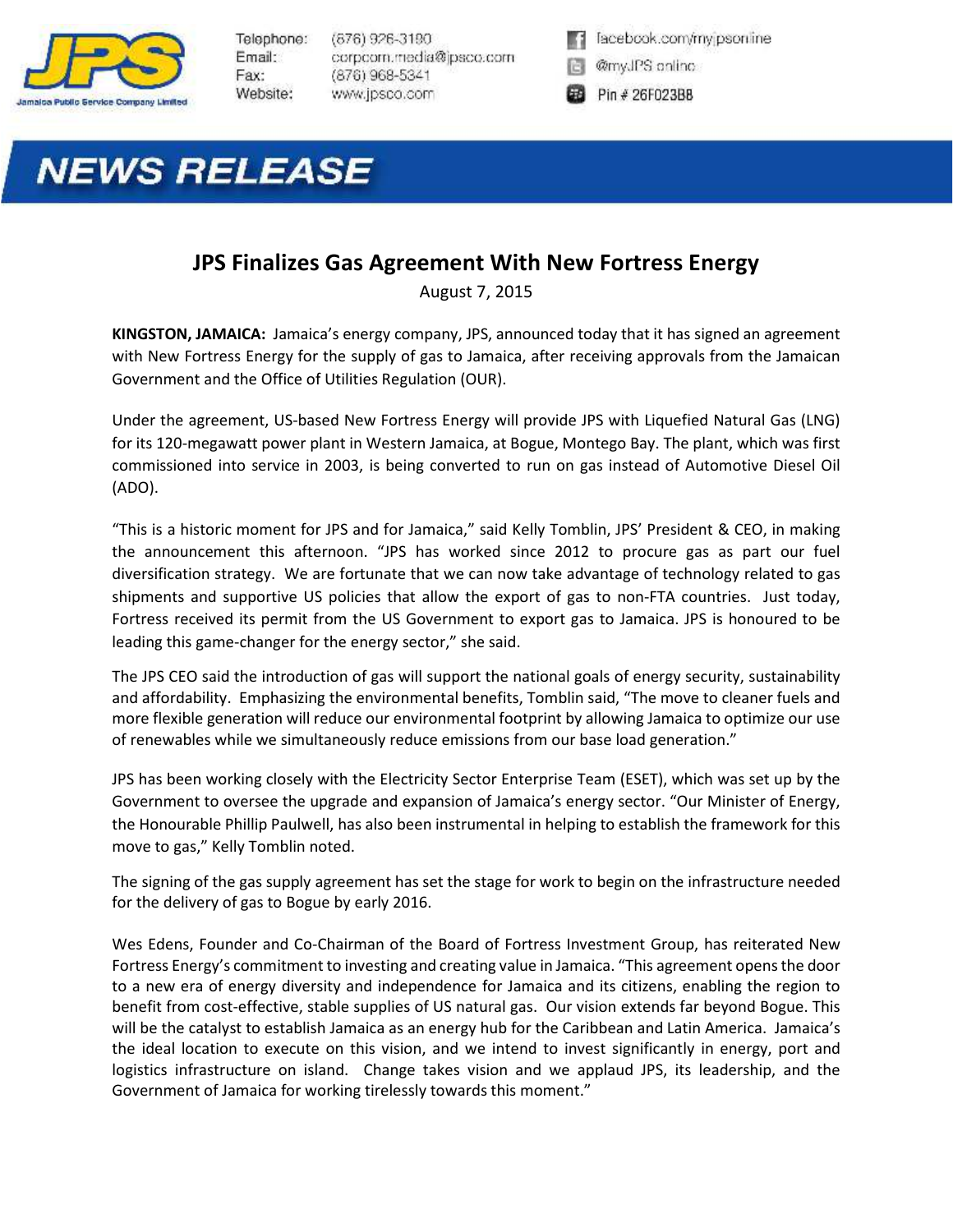Telephone: (876) 926-3190
Email: corpcom.media@jpsco.com
Fax: (876) 968-5341
Website: www.jpsco.com

facebook.com/myjpsonline
@myJPS online
Pin # 26F023B8

# NEWS RELEASE

## JPS Finalizes Gas Agreement With New Fortress Energy

August 7, 2015

**KINGSTON, JAMAICA:** Jamaica's energy company, JPS, announced today that it has signed an agreement with New Fortress Energy for the supply of gas to Jamaica, after receiving approvals from the Jamaican Government and the Office of Utilities Regulation (OUR).

Under the agreement, US-based New Fortress Energy will provide JPS with Liquefied Natural Gas (LNG) for its 120-megawatt power plant in Western Jamaica, at Bogue, Montego Bay. The plant, which was first commissioned into service in 2003, is being converted to run on gas instead of Automotive Diesel Oil (ADO).

"This is a historic moment for JPS and for Jamaica," said Kelly Tomblin, JPS' President & CEO, in making the announcement this afternoon. "JPS has worked since 2012 to procure gas as part our fuel diversification strategy. We are fortunate that we can now take advantage of technology related to gas shipments and supportive US policies that allow the export of gas to non-FTA countries. Just today, Fortress received its permit from the US Government to export gas to Jamaica. JPS is honoured to be leading this game-changer for the energy sector," she said.

The JPS CEO said the introduction of gas will support the national goals of energy security, sustainability and affordability. Emphasizing the environmental benefits, Tomblin said, "The move to cleaner fuels and more flexible generation will reduce our environmental footprint by allowing Jamaica to optimize our use of renewables while we simultaneously reduce emissions from our base load generation."

JPS has been working closely with the Electricity Sector Enterprise Team (ESET), which was set up by the Government to oversee the upgrade and expansion of Jamaica's energy sector. "Our Minister of Energy, the Honourable Phillip Paulwell, has also been instrumental in helping to establish the framework for this move to gas," Kelly Tomblin noted.

The signing of the gas supply agreement has set the stage for work to begin on the infrastructure needed for the delivery of gas to Bogue by early 2016.

Wes Edens, Founder and Co-Chairman of the Board of Fortress Investment Group, has reiterated New Fortress Energy's commitment to investing and creating value in Jamaica. "This agreement opens the door to a new era of energy diversity and independence for Jamaica and its citizens, enabling the region to benefit from cost-effective, stable supplies of US natural gas. Our vision extends far beyond Bogue. This will be the catalyst to establish Jamaica as an energy hub for the Caribbean and Latin America. Jamaica's the ideal location to execute on this vision, and we intend to invest significantly in energy, port and logistics infrastructure on island. Change takes vision and we applaud JPS, its leadership, and the Government of Jamaica for working tirelessly towards this moment."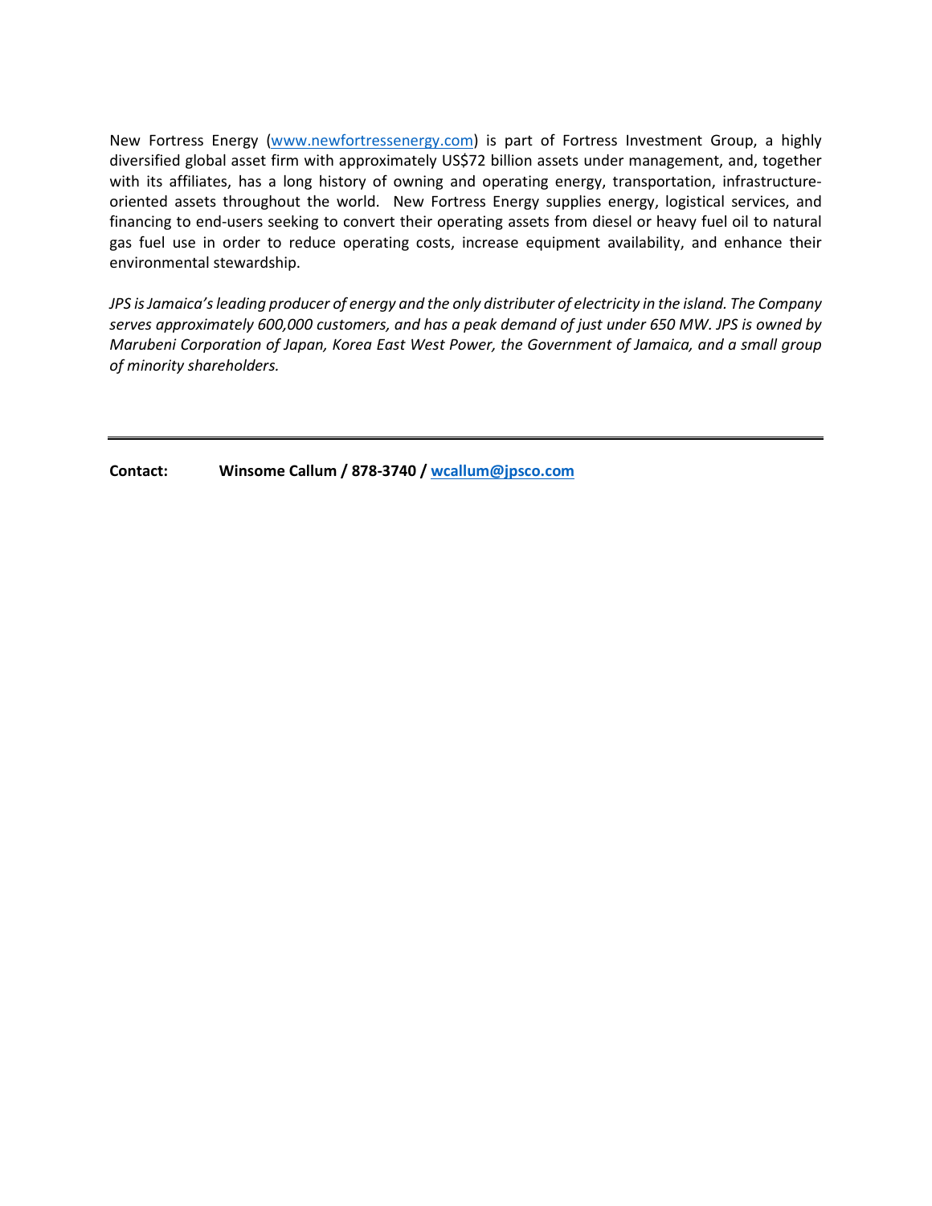New Fortress Energy (www.newfortressenergy.com) is part of Fortress Investment Group, a highly diversified global asset firm with approximately US$72 billion assets under management, and, together with its affiliates, has a long history of owning and operating energy, transportation, infrastructure-oriented assets throughout the world. New Fortress Energy supplies energy, logistical services, and financing to end-users seeking to convert their operating assets from diesel or heavy fuel oil to natural gas fuel use in order to reduce operating costs, increase equipment availability, and enhance their environmental stewardship.

*JPS is Jamaica's leading producer of energy and the only distributer of electricity in the island. The Company serves approximately 600,000 customers, and has a peak demand of just under 650 MW. JPS is owned by Marubeni Corporation of Japan, Korea East West Power, the Government of Jamaica, and a small group of minority shareholders.*

---

**Contact:** **Winsome Callum / 878-3740 / wcallum@jpsco.com**